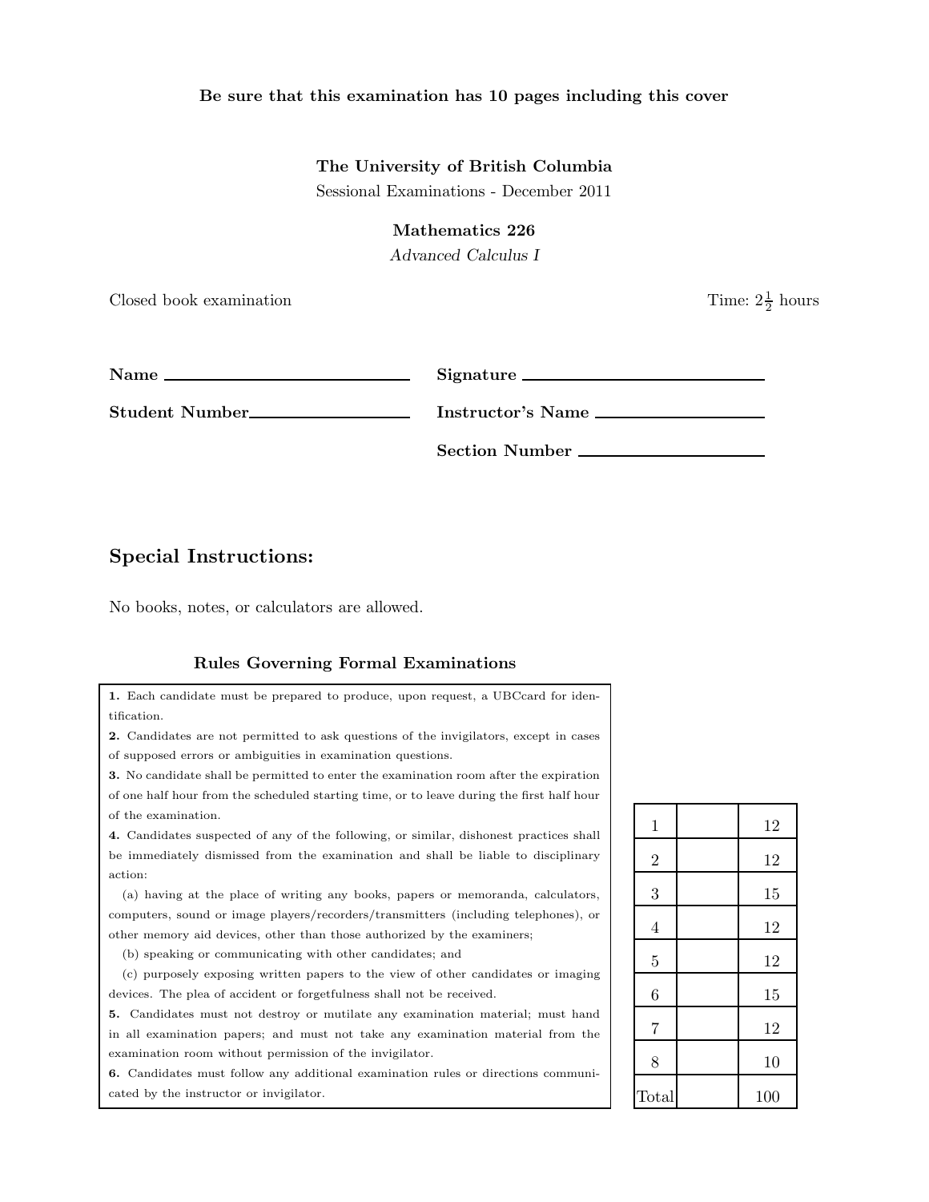**Be sure that this examination has 10 pages including this cover**

**The University of British Columbia**

Sessional Examinations - December 2011

**Mathematics 226**

*Advanced Calculus I*

Closed book examination

Time: $2\frac{1}{2}$ hours

**Name** ______________________________

**Signature** ______________________________

**Student Number** ______________________________

**Instructor's Name** ______________________________

**Section Number** ______________________________

## Special Instructions:

No books, notes, or calculators are allowed.

### Rules Governing Formal Examinations

**1.** Each candidate must be prepared to produce, upon request, a UBCcard for identification.

**2.** Candidates are not permitted to ask questions of the invigilators, except in cases of supposed errors or ambiguities in examination questions.

**3.** No candidate shall be permitted to enter the examination room after the expiration of one half hour from the scheduled starting time, or to leave during the first half hour of the examination.

**4.** Candidates suspected of any of the following, or similar, dishonest practices shall be immediately dismissed from the examination and shall be liable to disciplinary action:

(a) having at the place of writing any books, papers or memoranda, calculators, computers, sound or image players/recorders/transmitters (including telephones), or other memory aid devices, other than those authorized by the examiners;

(b) speaking or communicating with other candidates; and

(c) purposely exposing written papers to the view of other candidates or imaging devices. The plea of accident or forgetfulness shall not be received.

**5.** Candidates must not destroy or mutilate any examination material; must hand in all examination papers; and must not take any examination material from the examination room without permission of the invigilator.

**6.** Candidates must follow any additional examination rules or directions communicated by the instructor or invigilator.

| | | |
|---|---|---|
| 1 | | 12 |
| 2 | | 12 |
| 3 | | 15 |
| 4 | | 12 |
| 5 | | 12 |
| 6 | | 15 |
| 7 | | 12 |
| 8 | | 10 |
| Total | | 100 |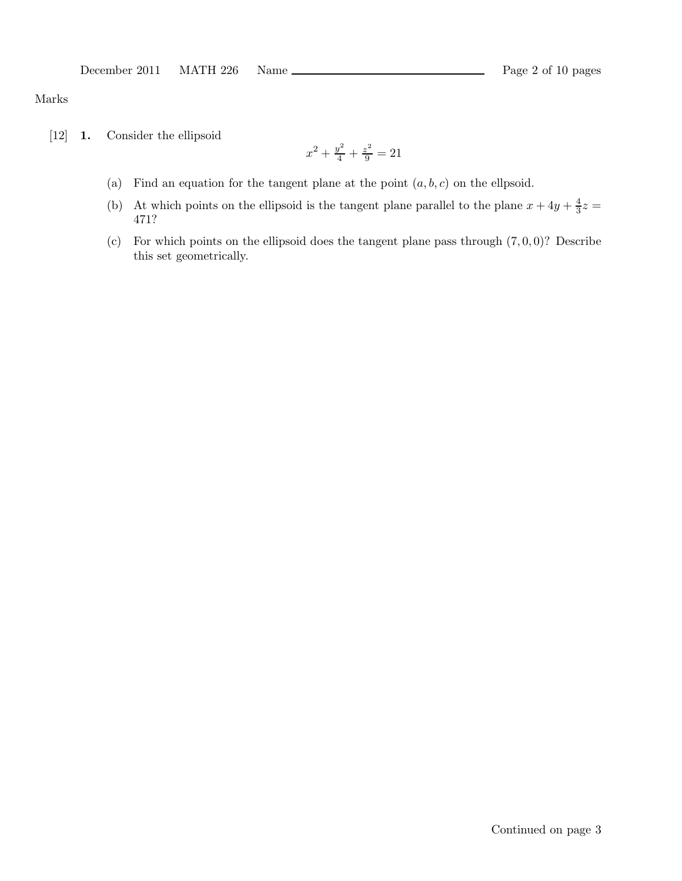Marks

[12] **1.** Consider the ellipsoid

$$x^2 + \frac{y^2}{4} + \frac{z^2}{9} = 21$$

(a) Find an equation for the tangent plane at the point $(a, b, c)$ on the ellpsoid.

(b) At which points on the ellipsoid is the tangent plane parallel to the plane $x + 4y + \frac{4}{3}z = 471$?

(c) For which points on the ellipsoid does the tangent plane pass through $(7, 0, 0)$? Describe this set geometrically.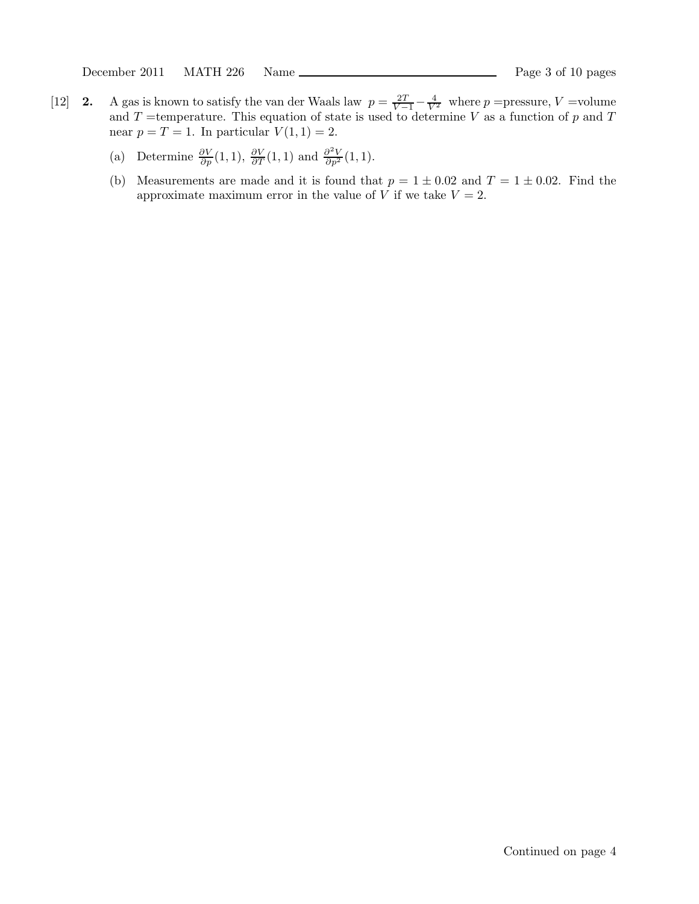[12] **2.** A gas is known to satisfy the van der Waals law $p = \frac{2T}{V-1} - \frac{4}{V^2}$ where $p$ =pressure, $V$ =volume and $T$ =temperature. This equation of state is used to determine $V$ as a function of $p$ and $T$ near $p = T = 1$. In particular $V(1,1) = 2$.

(a) Determine $\frac{\partial V}{\partial p}(1,1)$, $\frac{\partial V}{\partial T}(1,1)$ and $\frac{\partial^2 V}{\partial p^2}(1,1)$.

(b) Measurements are made and it is found that $p = 1 \pm 0.02$ and $T = 1 \pm 0.02$. Find the approximate maximum error in the value of $V$ if we take $V = 2$.

Continued on page 4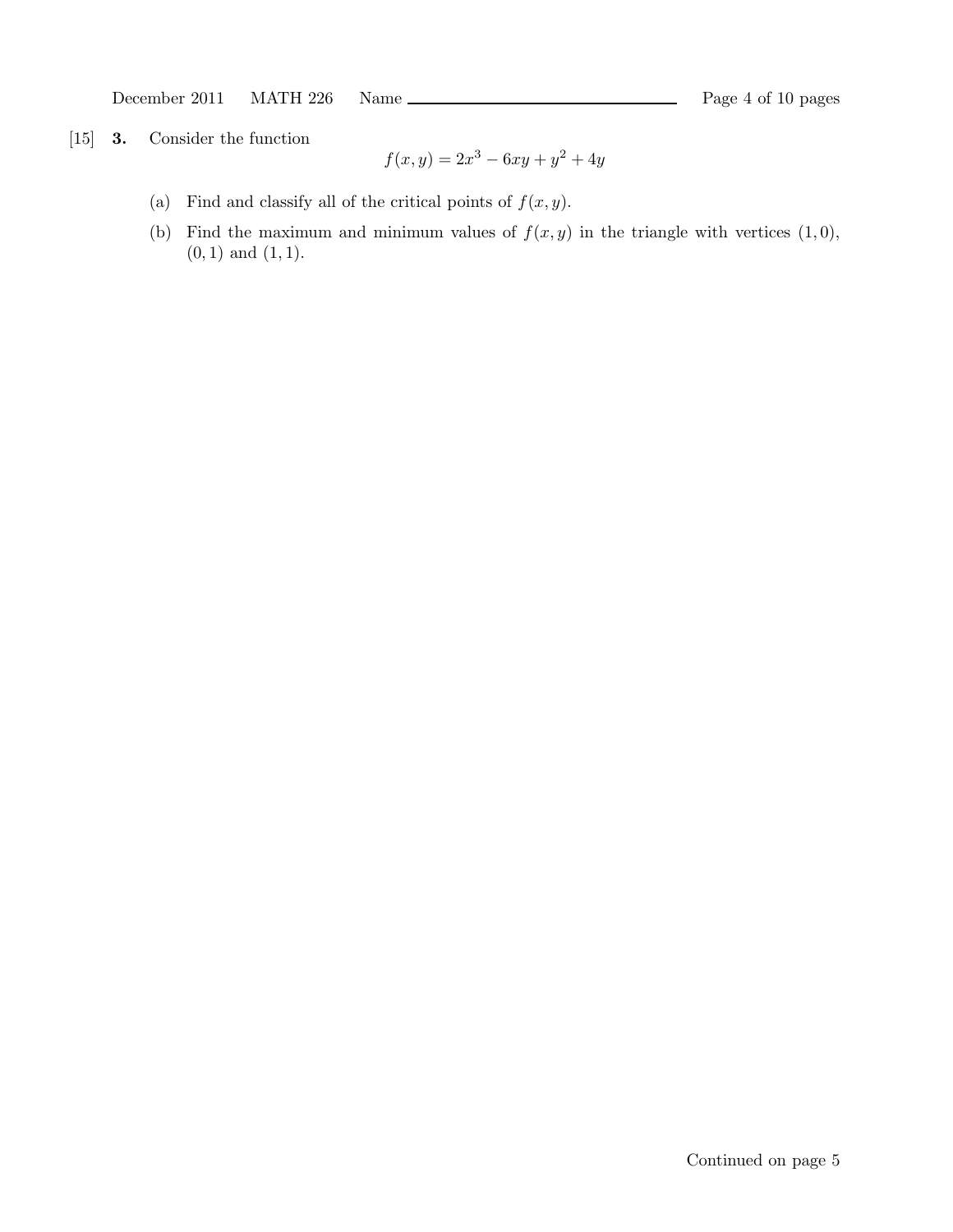[15] **3.** Consider the function

$$f(x, y) = 2x^3 - 6xy + y^2 + 4y$$

(a) Find and classify all of the critical points of $f(x, y)$.

(b) Find the maximum and minimum values of $f(x, y)$ in the triangle with vertices $(1, 0)$, $(0, 1)$ and $(1, 1)$.

Continued on page 5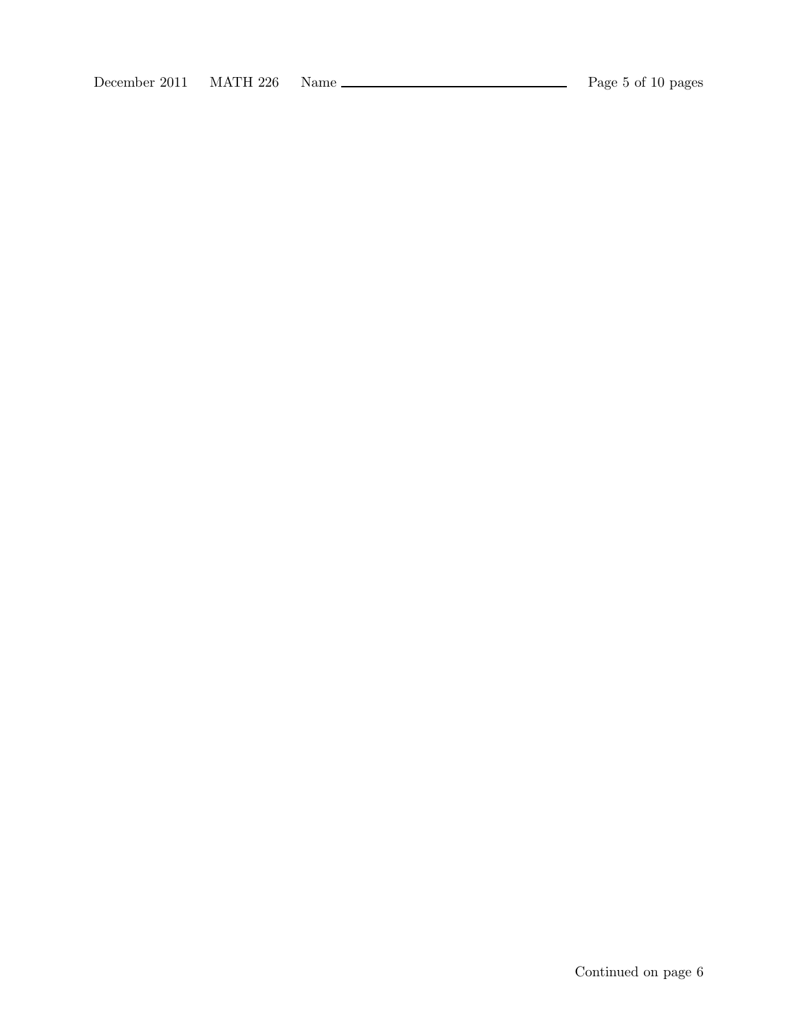Continued on page 6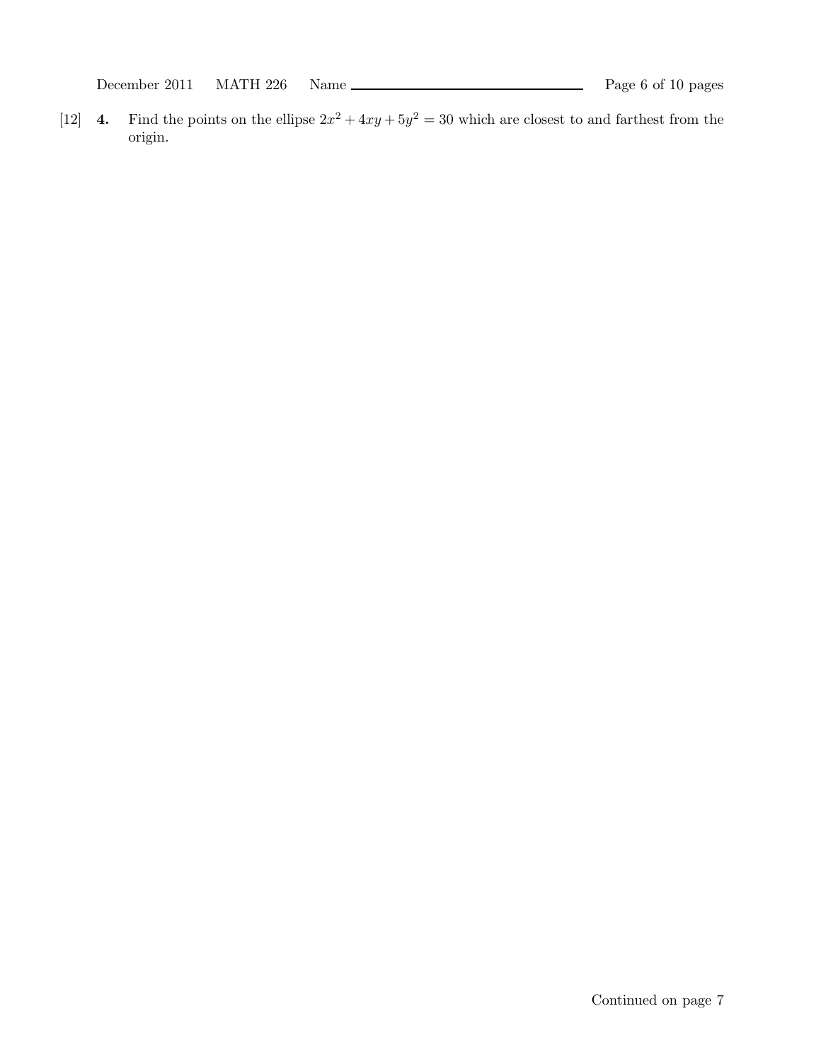[12] **4.** Find the points on the ellipse $2x^2 + 4xy + 5y^2 = 30$ which are closest to and farthest from the origin.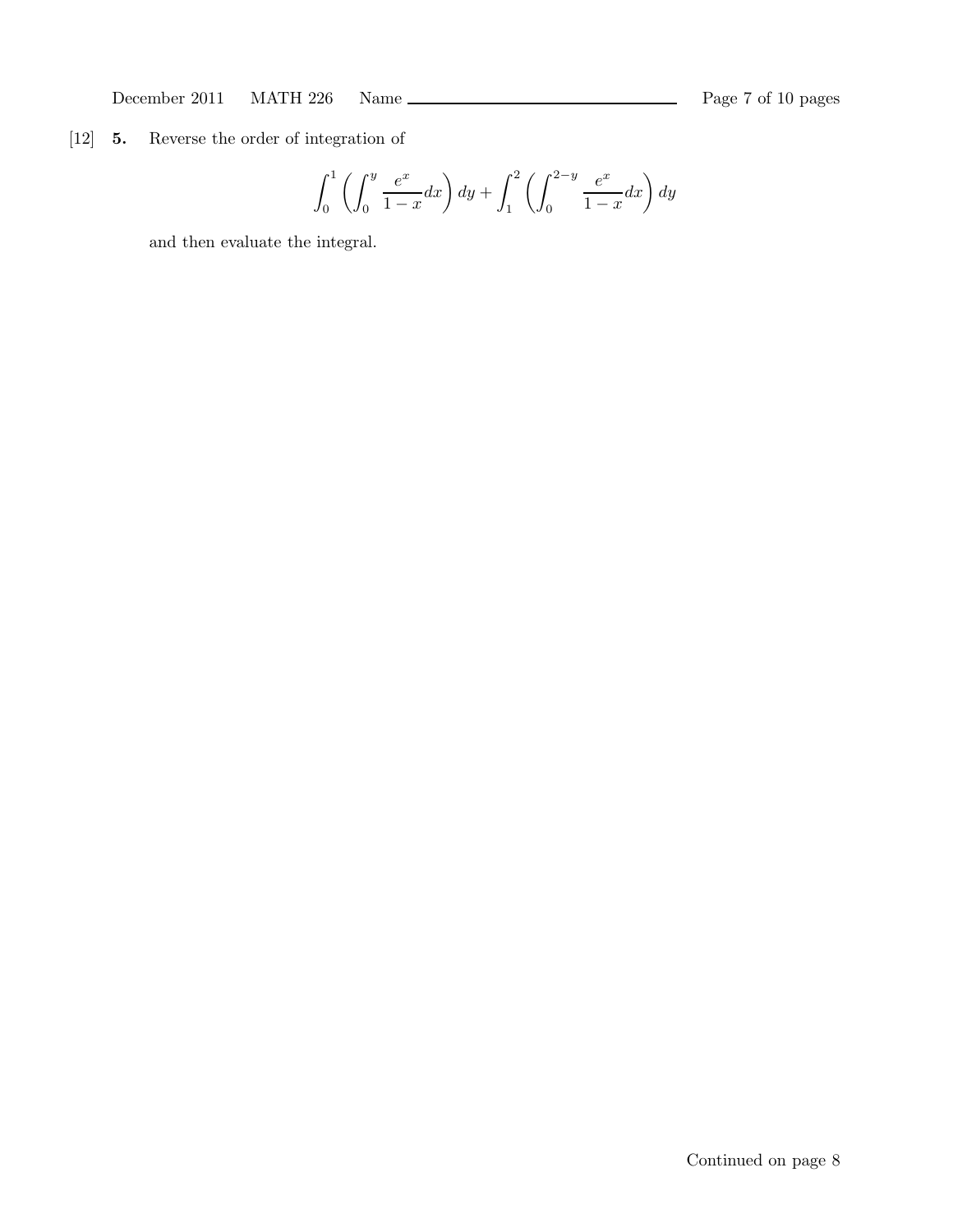[12] **5.** Reverse the order of integration of

$$\int_0^1 \left( \int_0^y \frac{e^x}{1-x} dx \right) dy + \int_1^2 \left( \int_0^{2-y} \frac{e^x}{1-x} dx \right) dy$$

and then evaluate the integral.

Continued on page 8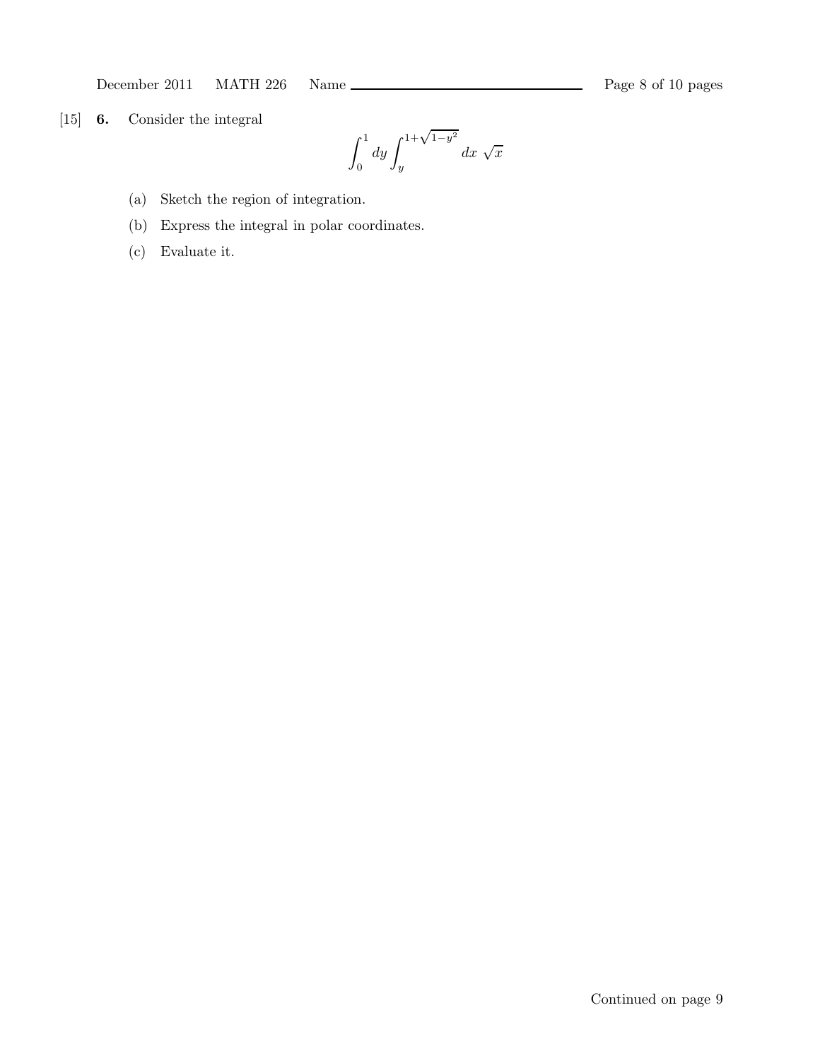[15] **6.** Consider the integral

$$\int_0^1 dy \int_y^{1+\sqrt{1-y^2}} dx\ \sqrt{x}$$

(a) Sketch the region of integration.

(b) Express the integral in polar coordinates.

(c) Evaluate it.

Continued on page 9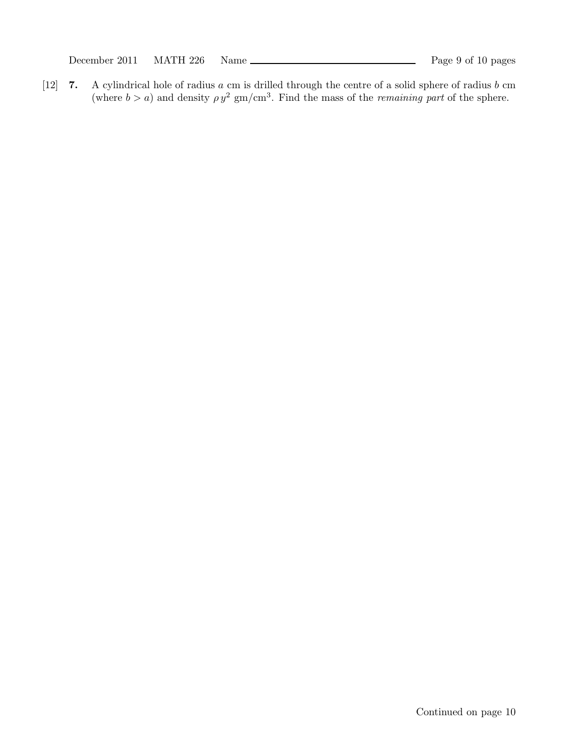[12] **7.** A cylindrical hole of radius $a$ cm is drilled through the centre of a solid sphere of radius $b$ cm (where $b > a$) and density $\rho\, y^2$ gm/cm$^3$. Find the mass of the *remaining part* of the sphere.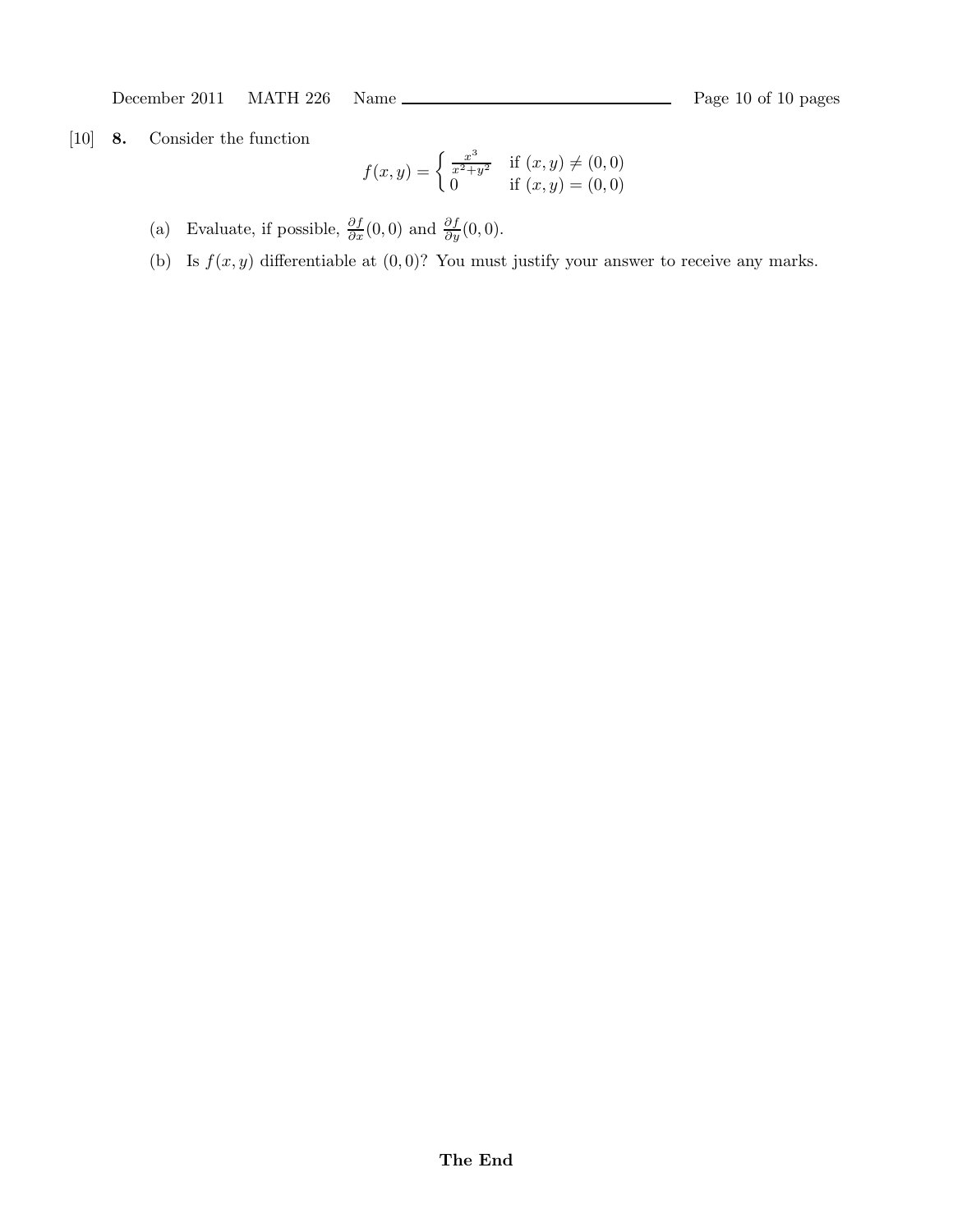[10] **8.** Consider the function

$$f(x,y) = \begin{cases} \frac{x^3}{x^2+y^2} & \text{if } (x,y) \neq (0,0) \\ 0 & \text{if } (x,y) = (0,0) \end{cases}$$

(a) Evaluate, if possible, $\frac{\partial f}{\partial x}(0,0)$ and $\frac{\partial f}{\partial y}(0,0)$.

(b) Is $f(x,y)$ differentiable at $(0,0)$? You must justify your answer to receive any marks.

**The End**